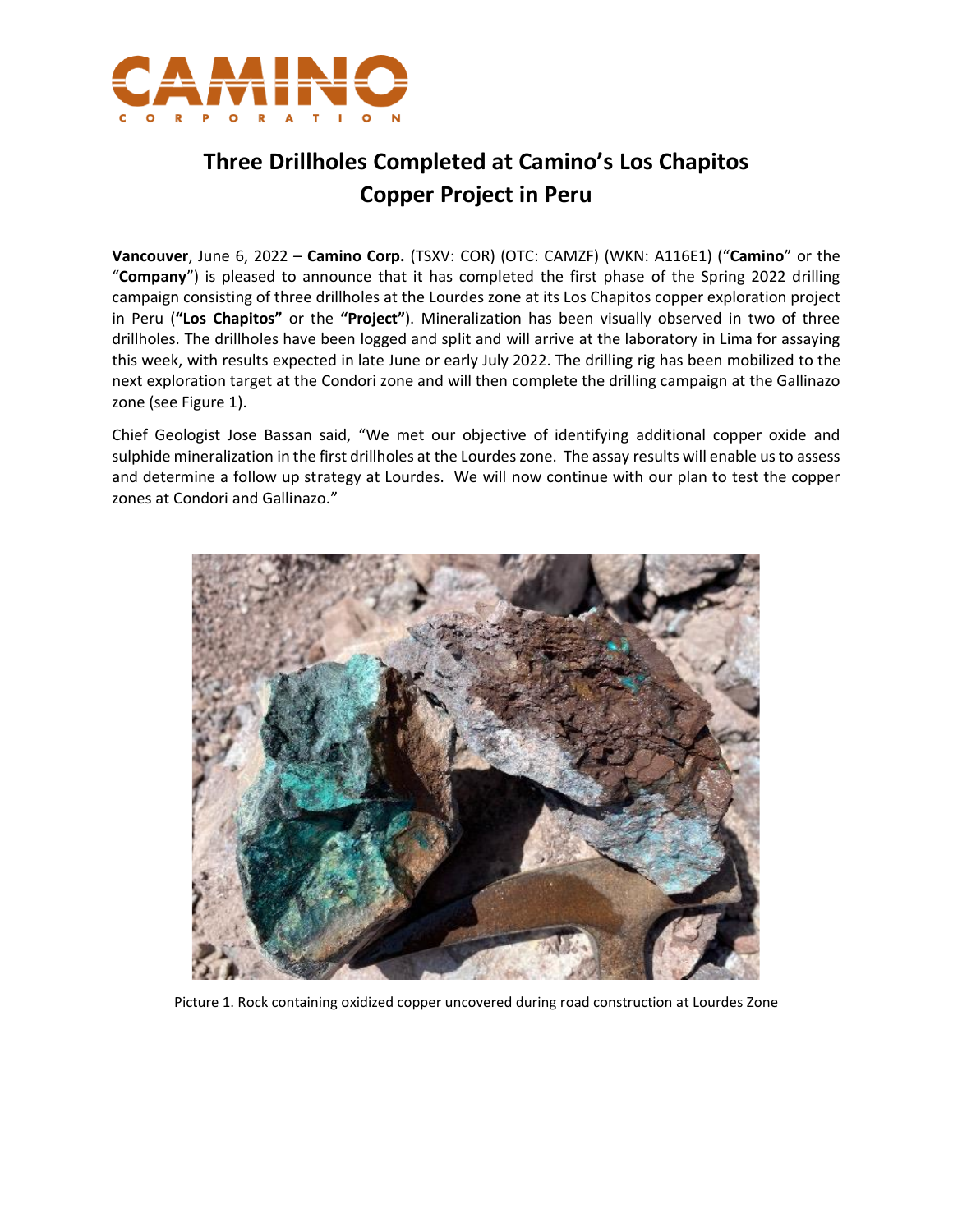# Three Drillholes Completed at Camino's Los Chapitos Copper Project in Peru

**Vancouver**, June 6, 2022 – **Camino Corp.** (TSXV: COR) (OTC: CAMZF) (WKN: A116E1) ("**Camino**" or the "**Company**") is pleased to announce that it has completed the first phase of the Spring 2022 drilling campaign consisting of three drillholes at the Lourdes zone at its Los Chapitos copper exploration project in Peru (**"Los Chapitos"** or the **"Project"**). Mineralization has been visually observed in two of three drillholes. The drillholes have been logged and split and will arrive at the laboratory in Lima for assaying this week, with results expected in late June or early July 2022. The drilling rig has been mobilized to the next exploration target at the Condori zone and will then complete the drilling campaign at the Gallinazo zone (see Figure 1).

Chief Geologist Jose Bassan said, "We met our objective of identifying additional copper oxide and sulphide mineralization in the first drillholes at the Lourdes zone. The assay results will enable us to assess and determine a follow up strategy at Lourdes. We will now continue with our plan to test the copper zones at Condori and Gallinazo."

Picture 1. Rock containing oxidized copper uncovered during road construction at Lourdes Zone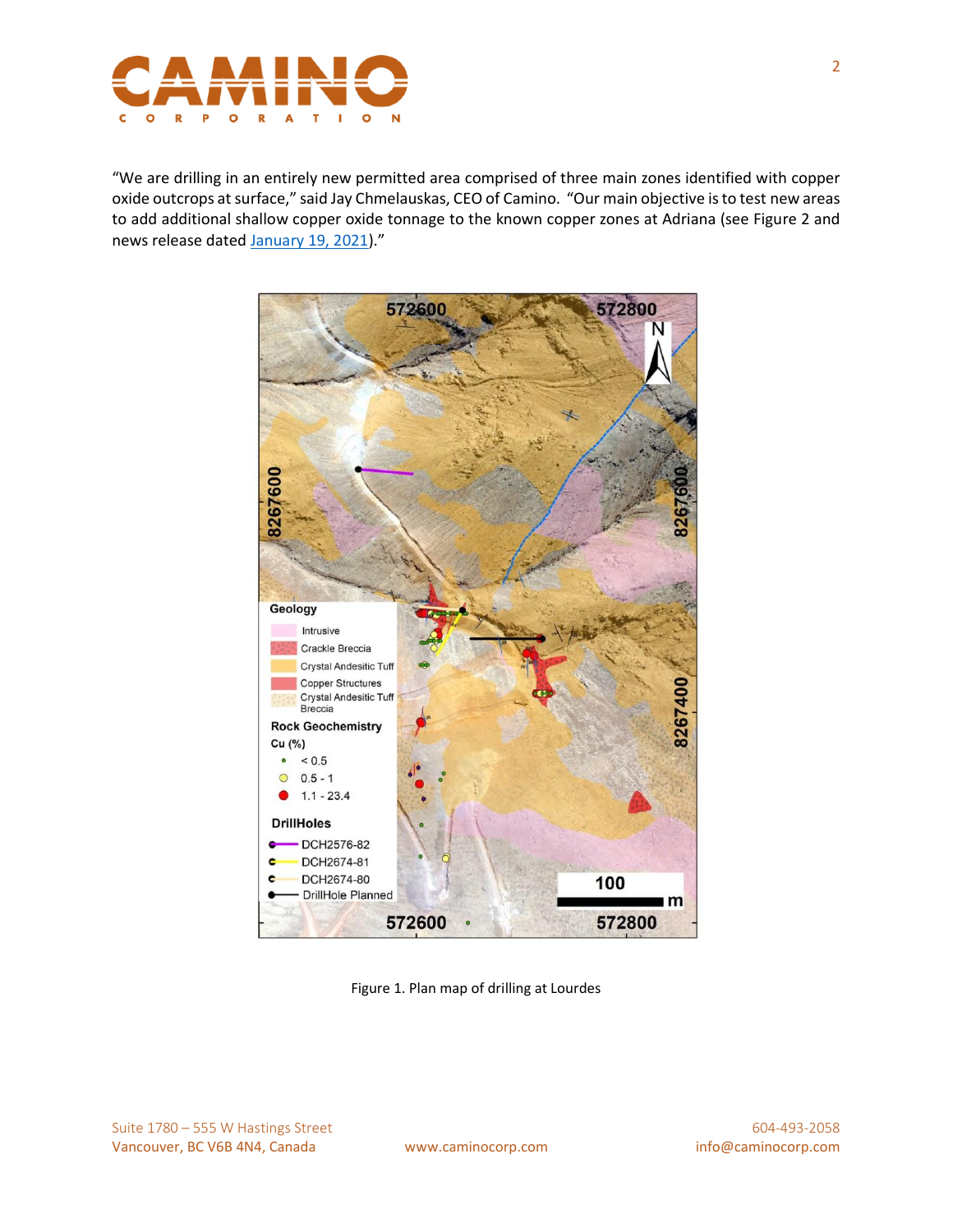"We are drilling in an entirely new permitted area comprised of three main zones identified with copper oxide outcrops at surface," said Jay Chmelauskas, CEO of Camino. "Our main objective is to test new areas to add additional shallow copper oxide tonnage to the known copper zones at Adriana (see Figure 2 and news release dated January 19, 2021)."

Figure 1. Plan map of drilling at Lourdes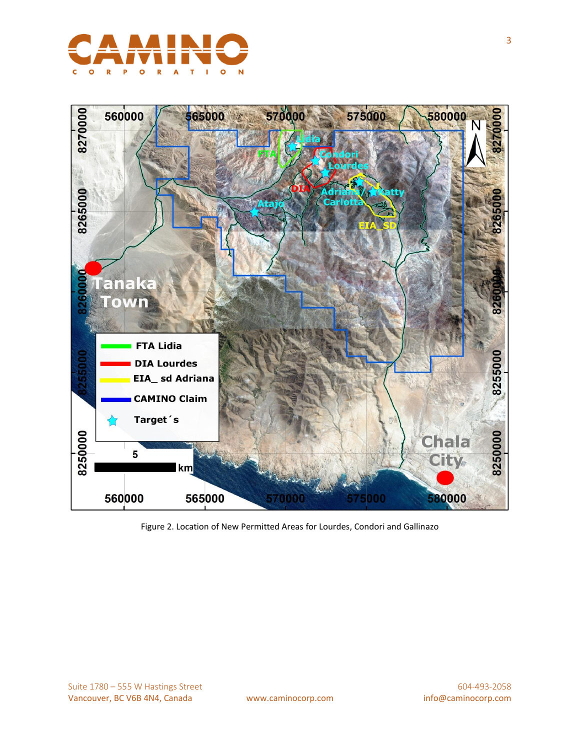Figure 2. Location of New Permitted Areas for Lourdes, Condori and Gallinazo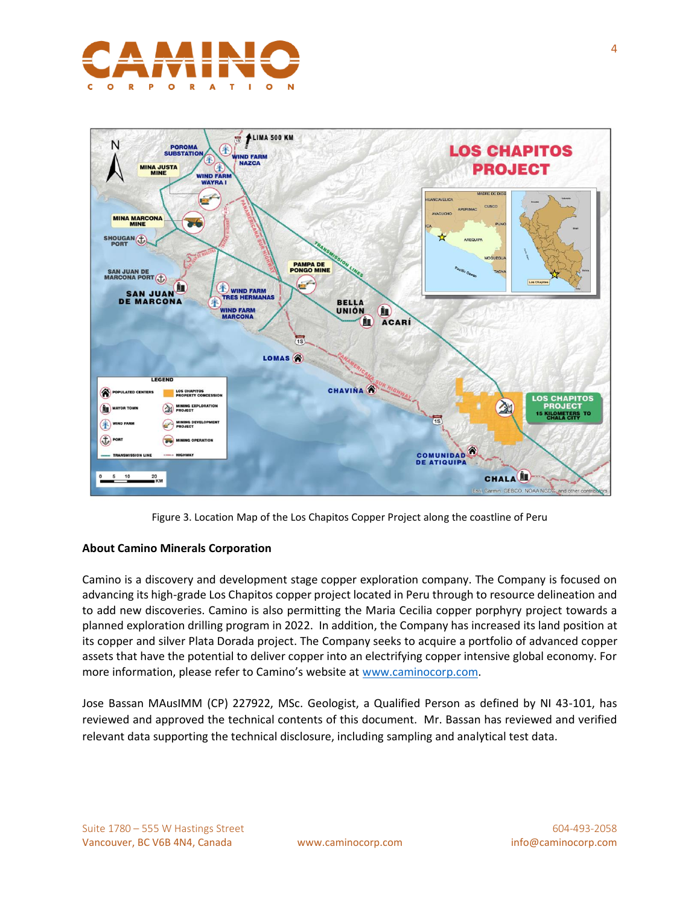Figure 3. Location Map of the Los Chapitos Copper Project along the coastline of Peru

**About Camino Minerals Corporation**

Camino is a discovery and development stage copper exploration company. The Company is focused on advancing its high-grade Los Chapitos copper project located in Peru through to resource delineation and to add new discoveries. Camino is also permitting the Maria Cecilia copper porphyry project towards a planned exploration drilling program in 2022. In addition, the Company has increased its land position at its copper and silver Plata Dorada project. The Company seeks to acquire a portfolio of advanced copper assets that have the potential to deliver copper into an electrifying copper intensive global economy. For more information, please refer to Camino's website at www.caminocorp.com.

Jose Bassan MAusIMM (CP) 227922, MSc. Geologist, a Qualified Person as defined by NI 43-101, has reviewed and approved the technical contents of this document. Mr. Bassan has reviewed and verified relevant data supporting the technical disclosure, including sampling and analytical test data.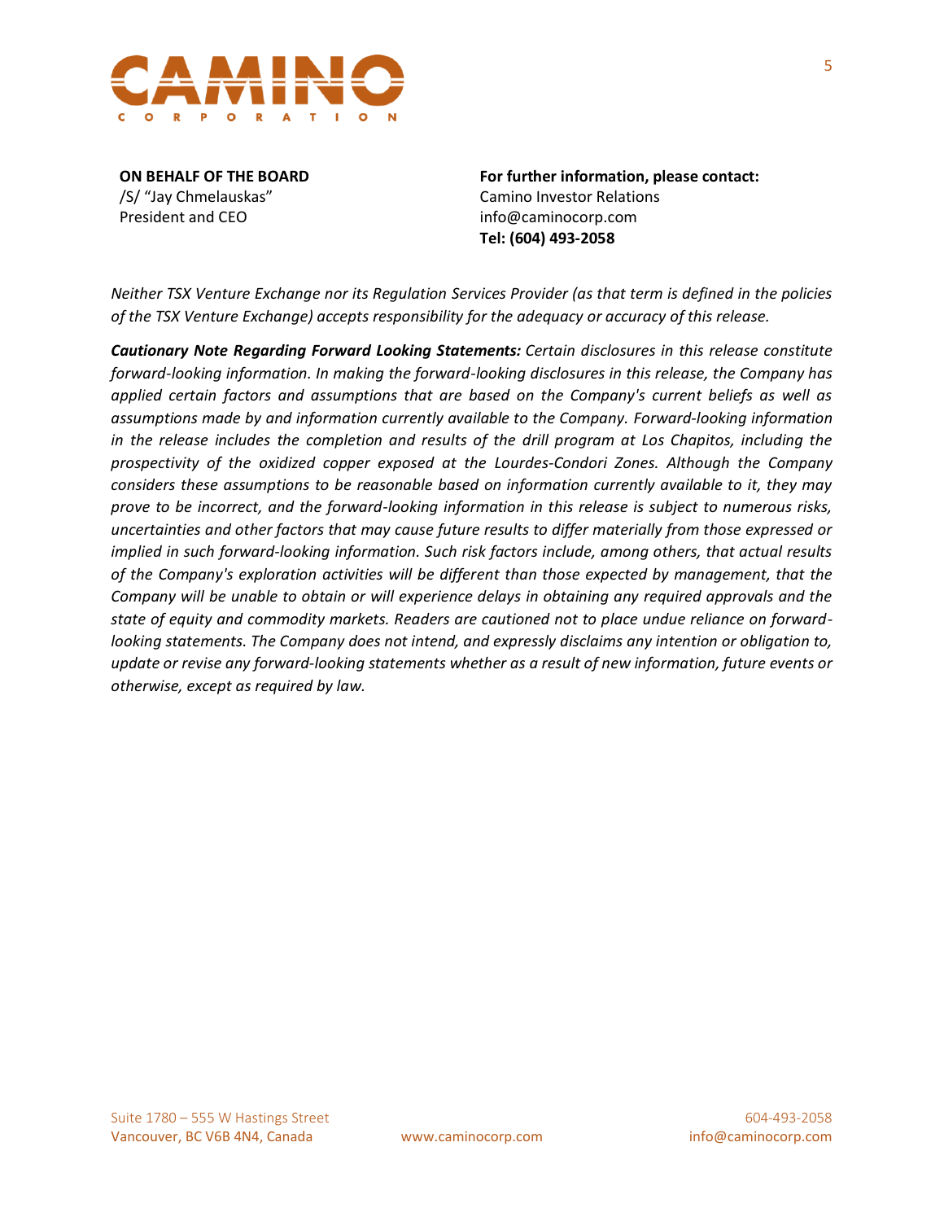**ON BEHALF OF THE BOARD**
/S/ "Jay Chmelauskas"
President and CEO

**For further information, please contact:**
Camino Investor Relations
info@caminocorp.com
**Tel: (604) 493-2058**

*Neither TSX Venture Exchange nor its Regulation Services Provider (as that term is defined in the policies of the TSX Venture Exchange) accepts responsibility for the adequacy or accuracy of this release.*

***Cautionary Note Regarding Forward Looking Statements:*** *Certain disclosures in this release constitute forward-looking information. In making the forward-looking disclosures in this release, the Company has applied certain factors and assumptions that are based on the Company's current beliefs as well as assumptions made by and information currently available to the Company. Forward-looking information in the release includes the completion and results of the drill program at Los Chapitos, including the prospectivity of the oxidized copper exposed at the Lourdes-Condori Zones. Although the Company considers these assumptions to be reasonable based on information currently available to it, they may prove to be incorrect, and the forward-looking information in this release is subject to numerous risks, uncertainties and other factors that may cause future results to differ materially from those expressed or implied in such forward-looking information. Such risk factors include, among others, that actual results of the Company's exploration activities will be different than those expected by management, that the Company will be unable to obtain or will experience delays in obtaining any required approvals and the state of equity and commodity markets. Readers are cautioned not to place undue reliance on forward-looking statements. The Company does not intend, and expressly disclaims any intention or obligation to, update or revise any forward-looking statements whether as a result of new information, future events or otherwise, except as required by law.*